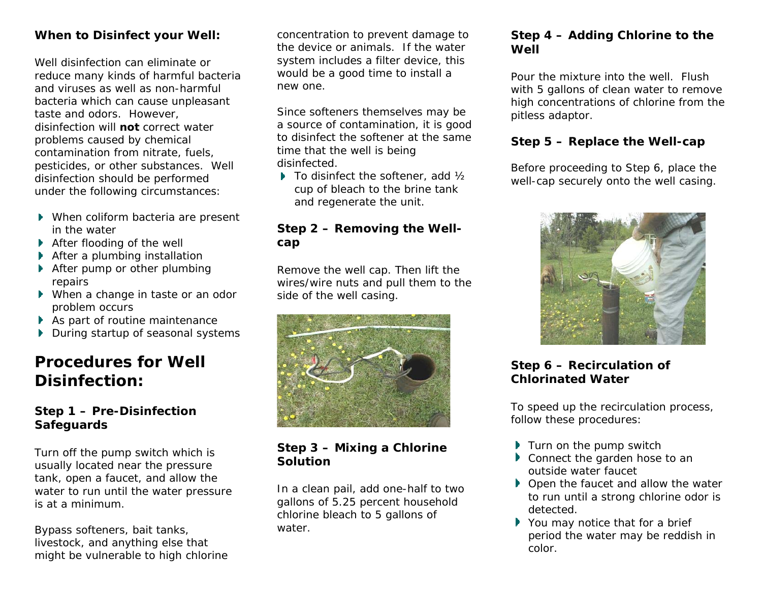### When to Disinfect your Well:

Well disinfection can eliminate or reduce many kinds of harmful bacteria and viruses as well as non-harmful bacteria which can cause unpleasant taste and odors. However, disinfection will **not** correct water problems caused by chemical contamination from nitrate, fuels, pesticides, or other substances. Well disinfection should be performed under the following circumstances:

- When coliform bacteria are present in the water
- After flooding of the well
- After a plumbing installation
- After pump or other plumbing repairs
- When a change in taste or an odor problem occurs
- As part of routine maintenance
- During startup of seasonal systems

## Procedures for Well Disinfection:

### Step 1 – Pre-Disinfection Safeguards

Turn off the pump switch which is usually located near the pressure tank, open a faucet, and allow the water to run until the water pressure is at a minimum.

Bypass softeners, bait tanks, livestock, and anything else that might be vulnerable to high chlorine concentration to prevent damage to the device or animals. If the water system includes a filter device, this would be a good time to install a new one.

Since softeners themselves may be a source of contamination, it is good to disinfect the softener at the same time that the well is being disinfected.

- To disinfect the softener, add ½ cup of bleach to the brine tank and regenerate the unit.

### Step 2 – Removing the Well-cap

Remove the well cap. Then lift the wires/wire nuts and pull them to the side of the well casing.

### Step 3 – Mixing a Chlorine Solution

In a clean pail, add one-half to two gallons of 5.25 percent household chlorine bleach to 5 gallons of water.

### Step 4 – Adding Chlorine to the Well

Pour the mixture into the well. Flush with 5 gallons of clean water to remove high concentrations of chlorine from the pitless adaptor.

### Step 5 – Replace the Well-cap

Before proceeding to Step 6, place the well-cap securely onto the well casing.

### Step 6 – Recirculation of Chlorinated Water

To speed up the recirculation process, follow these procedures:

- Turn on the pump switch
- Connect the garden hose to an outside water faucet
- Open the faucet and allow the water to run until a strong chlorine odor is detected.
- You may notice that for a brief period the water may be reddish in color.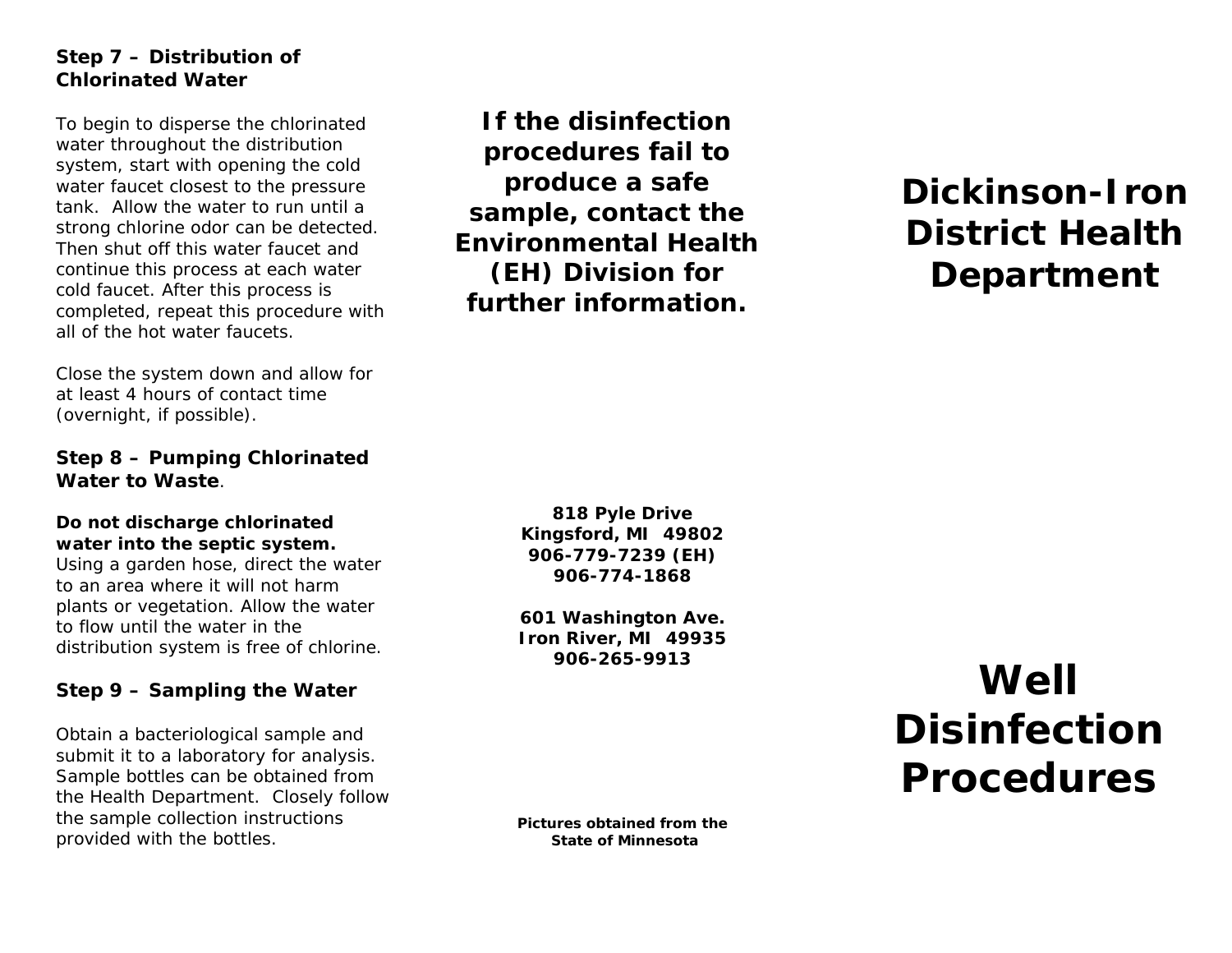### Step 7 – Distribution of Chlorinated Water

To begin to disperse the chlorinated water throughout the distribution system, start with opening the cold water faucet closest to the pressure tank. Allow the water to run until a strong chlorine odor can be detected. Then shut off this water faucet and continue this process at each water cold faucet. After this process is completed, repeat this procedure with all of the hot water faucets.

Close the system down and allow for at least 4 hours of contact time (overnight, if possible).

### Step 8 – Pumping Chlorinated Water to Waste.

**Do not discharge chlorinated water into the septic system.** Using a garden hose, direct the water to an area where it will not harm plants or vegetation. Allow the water to flow until the water in the distribution system is free of chlorine.

### Step 9 – Sampling the Water

Obtain a bacteriological sample and submit it to a laboratory for analysis. Sample bottles can be obtained from the Health Department. Closely follow the sample collection instructions provided with the bottles.

**If the disinfection procedures fail to produce a safe sample, contact the Environmental Health (EH) Division for further information.**

**818 Pyle Drive**
**Kingsford, MI 49802**
**906-779-7239 (EH)**
**906-774-1868**

**601 Washington Ave.**
**Iron River, MI 49935**
**906-265-9913**

**Pictures obtained from the State of Minnesota**

# Dickinson-Iron District Health Department

# Well Disinfection Procedures